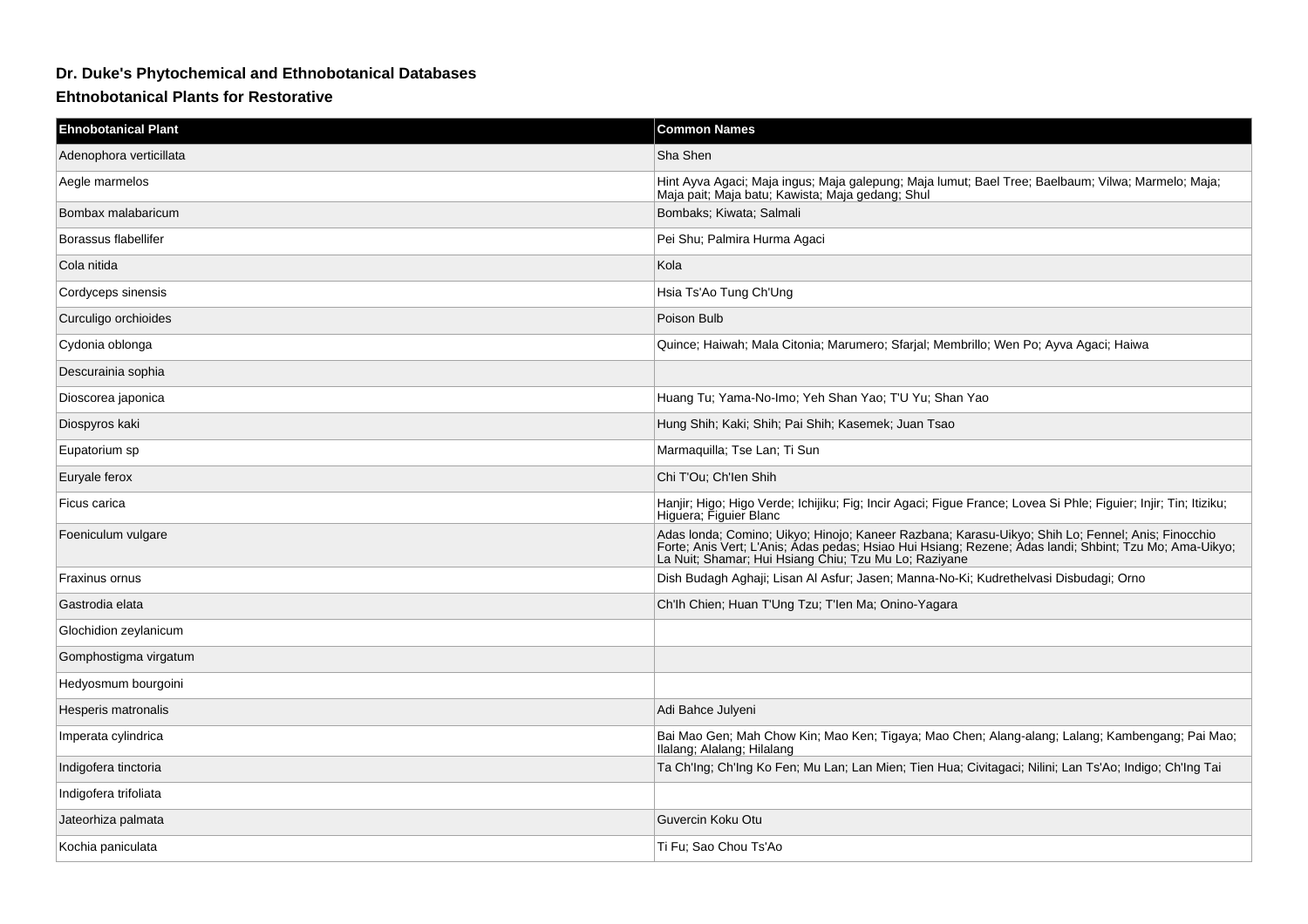## Dr. Duke's Phytochemical and Ethnobotanical Databases

### Ehtnobotanical Plants for Restorative

| Ehnobotanical Plant | Common Names |
| --- | --- |
| Adenophora verticillata | Sha Shen |
| Aegle marmelos | Hint Ayva Agaci; Maja ingus; Maja galepung; Maja lumut; Bael Tree; Baelbaum; Vilwa; Marmelo; Maja; Maja pait; Maja batu; Kawista; Maja gedang; Shul |
| Bombax malabaricum | Bombaks; Kiwata; Salmali |
| Borassus flabellifer | Pei Shu; Palmira Hurma Agaci |
| Cola nitida | Kola |
| Cordyceps sinensis | Hsia Ts'Ao Tung Ch'Ung |
| Curculigo orchioides | Poison Bulb |
| Cydonia oblonga | Quince; Haiwah; Mala Citonia; Marumero; Sfarjal; Membrillo; Wen Po; Ayva Agaci; Haiwa |
| Descurainia sophia | |
| Dioscorea japonica | Huang Tu; Yama-No-Imo; Yeh Shan Yao; T'U Yu; Shan Yao |
| Diospyros kaki | Hung Shih; Kaki; Shih; Pai Shih; Kasemek; Juan Tsao |
| Eupatorium sp | Marmaquilla; Tse Lan; Ti Sun |
| Euryale ferox | Chi T'Ou; Ch'Ien Shih |
| Ficus carica | Hanjir; Higo; Higo Verde; Ichijiku; Fig; Incir Agaci; Figue France; Lovea Si Phle; Figuier; Injir; Tin; Itiziku; Higuera; Figuier Blanc |
| Foeniculum vulgare | Adas londa; Comino; Uikyo; Hinojo; Kaneer Razbana; Karasu-Uikyo; Shih Lo; Fennel; Anis; Finocchio Forte; Anis Vert; L'Anis; Adas pedas; Hsiao Hui Hsiang; Rezene; Adas landi; Shbint; Tzu Mo; Ama-Uikyo; La Nuit; Shamar; Hui Hsiang Chiu; Tzu Mu Lo; Raziyane |
| Fraxinus ornus | Dish Budagh Aghaji; Lisan Al Asfur; Jasen; Manna-No-Ki; Kudrethelvasi Disbudagi; Orno |
| Gastrodia elata | Ch'Ih Chien; Huan T'Ung Tzu; T'Ien Ma; Onino-Yagara |
| Glochidion zeylanicum | |
| Gomphostigma virgatum | |
| Hedyosmum bourgoini | |
| Hesperis matronalis | Adi Bahce Julyeni |
| Imperata cylindrica | Bai Mao Gen; Mah Chow Kin; Mao Ken; Tigaya; Mao Chen; Alang-alang; Lalang; Kambengang; Pai Mao; Ilalang; Alalang; Hilalang |
| Indigofera tinctoria | Ta Ch'Ing; Ch'Ing Ko Fen; Mu Lan; Lan Mien; Tien Hua; Civitagaci; Nilini; Lan Ts'Ao; Indigo; Ch'Ing Tai |
| Indigofera trifoliata | |
| Jateorhiza palmata | Guvercin Koku Otu |
| Kochia paniculata | Ti Fu; Sao Chou Ts'Ao |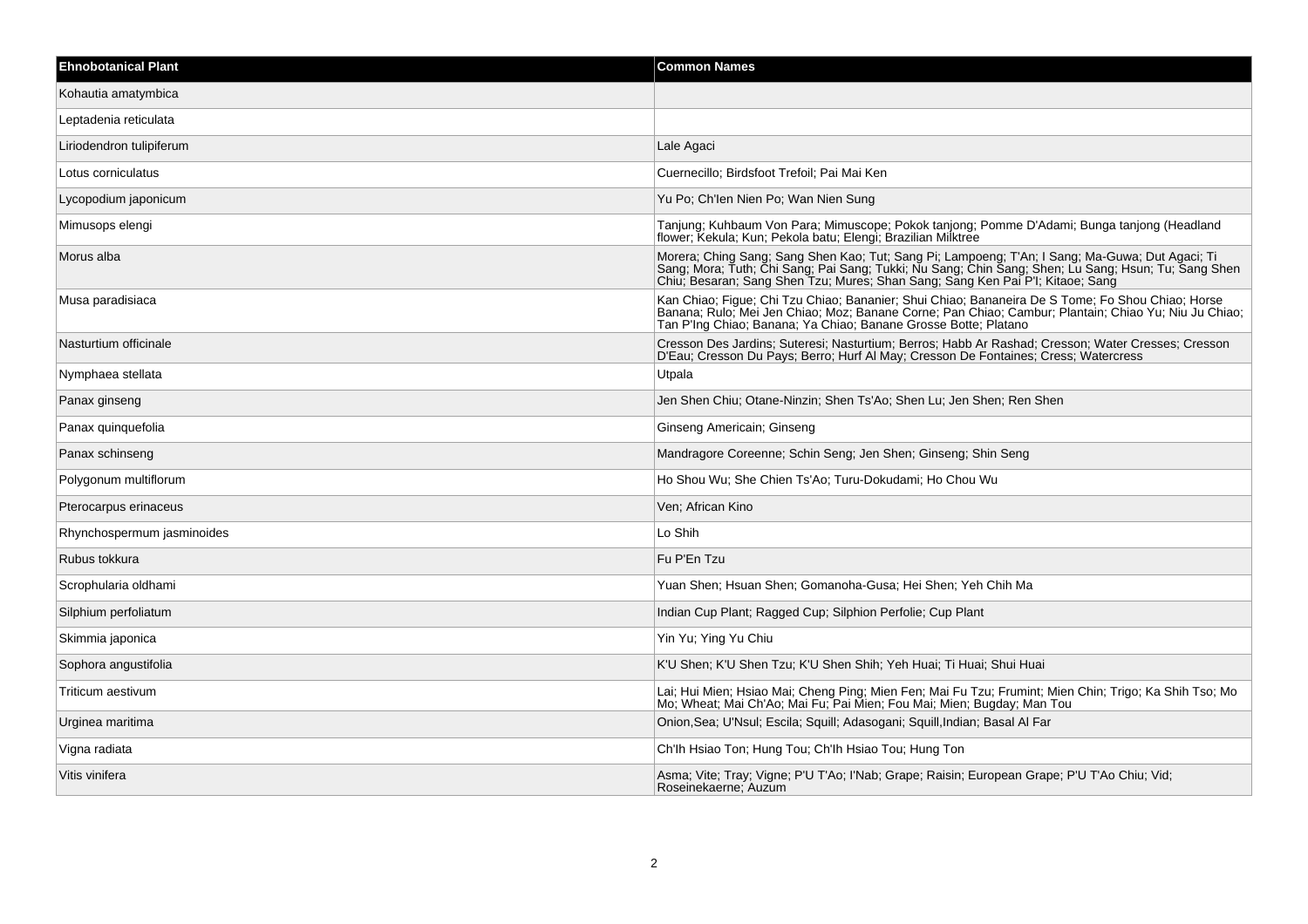| Ehnobotanical Plant | Common Names |
| --- | --- |
| Kohautia amatymbica | |
| Leptadenia reticulata | |
| Liriodendron tulipiferum | Lale Agaci |
| Lotus corniculatus | Cuernecillo; Birdsfoot Trefoil; Pai Mai Ken |
| Lycopodium japonicum | Yu Po; Ch'Ien Nien Po; Wan Nien Sung |
| Mimusops elengi | Tanjung; Kuhbaum Von Para; Mimuscope; Pokok tanjong; Pomme D'Adami; Bunga tanjong (Headland flower; Kekula; Kun; Pekola batu; Elengi; Brazilian Milktree |
| Morus alba | Morera; Ching Sang; Sang Shen Kao; Tut; Sang Pi; Lampoeng; T'An; I Sang; Ma-Guwa; Dut Agaci; Ti Sang; Mora; Tuth; Chi Sang; Pai Sang; Tukki; Nu Sang; Chin Sang; Shen; Lu Sang; Hsun; Tu; Sang Shen Chiu; Besaran; Sang Shen Tzu; Mures; Shan Sang; Sang Ken Pai P'I; Kitaoe; Sang |
| Musa paradisiaca | Kan Chiao; Figue; Chi Tzu Chiao; Bananier; Shui Chiao; Bananeira De S Tome; Fo Shou Chiao; Horse Banana; Rulo; Mei Jen Chiao; Moz; Banane Corne; Pan Chiao; Cambur; Plantain; Chiao Yu; Niu Ju Chiao; Tan P'Ing Chiao; Banana; Ya Chiao; Banane Grosse Botte; Platano |
| Nasturtium officinale | Cresson Des Jardins; Suteresi; Nasturtium; Berros; Habb Ar Rashad; Cresson; Water Cresses; Cresson D'Eau; Cresson Du Pays; Berro; Hurf Al May; Cresson De Fontaines; Cress; Watercress |
| Nymphaea stellata | Utpala |
| Panax ginseng | Jen Shen Chiu; Otane-Ninzin; Shen Ts'Ao; Shen Lu; Jen Shen; Ren Shen |
| Panax quinquefolia | Ginseng Americain; Ginseng |
| Panax schinseng | Mandragore Coreenne; Schin Seng; Jen Shen; Ginseng; Shin Seng |
| Polygonum multiflorum | Ho Shou Wu; She Chien Ts'Ao; Turu-Dokudami; Ho Chou Wu |
| Pterocarpus erinaceus | Ven; African Kino |
| Rhynchospermum jasminoides | Lo Shih |
| Rubus tokkura | Fu P'En Tzu |
| Scrophularia oldhami | Yuan Shen; Hsuan Shen; Gomanoha-Gusa; Hei Shen; Yeh Chih Ma |
| Silphium perfoliatum | Indian Cup Plant; Ragged Cup; Silphion Perfolie; Cup Plant |
| Skimmia japonica | Yin Yu; Ying Yu Chiu |
| Sophora angustifolia | K'U Shen; K'U Shen Tzu; K'U Shen Shih; Yeh Huai; Ti Huai; Shui Huai |
| Triticum aestivum | Lai; Hui Mien; Hsiao Mai; Cheng Ping; Mien Fen; Mai Fu Tzu; Frumint; Mien Chin; Trigo; Ka Shih Tso; Mo Mo; Wheat; Mai Ch'Ao; Mai Fu; Pai Mien; Fou Mai; Mien; Bugday; Man Tou |
| Urginea maritima | Onion,Sea; U'Nsul; Escila; Squill; Adasogani; Squill,Indian; Basal Al Far |
| Vigna radiata | Ch'Ih Hsiao Ton; Hung Tou; Ch'Ih Hsiao Tou; Hung Ton |
| Vitis vinifera | Asma; Vite; Tray; Vigne; P'U T'Ao; I'Nab; Grape; Raisin; European Grape; P'U T'Ao Chiu; Vid; Roseinekaerne; Auzum |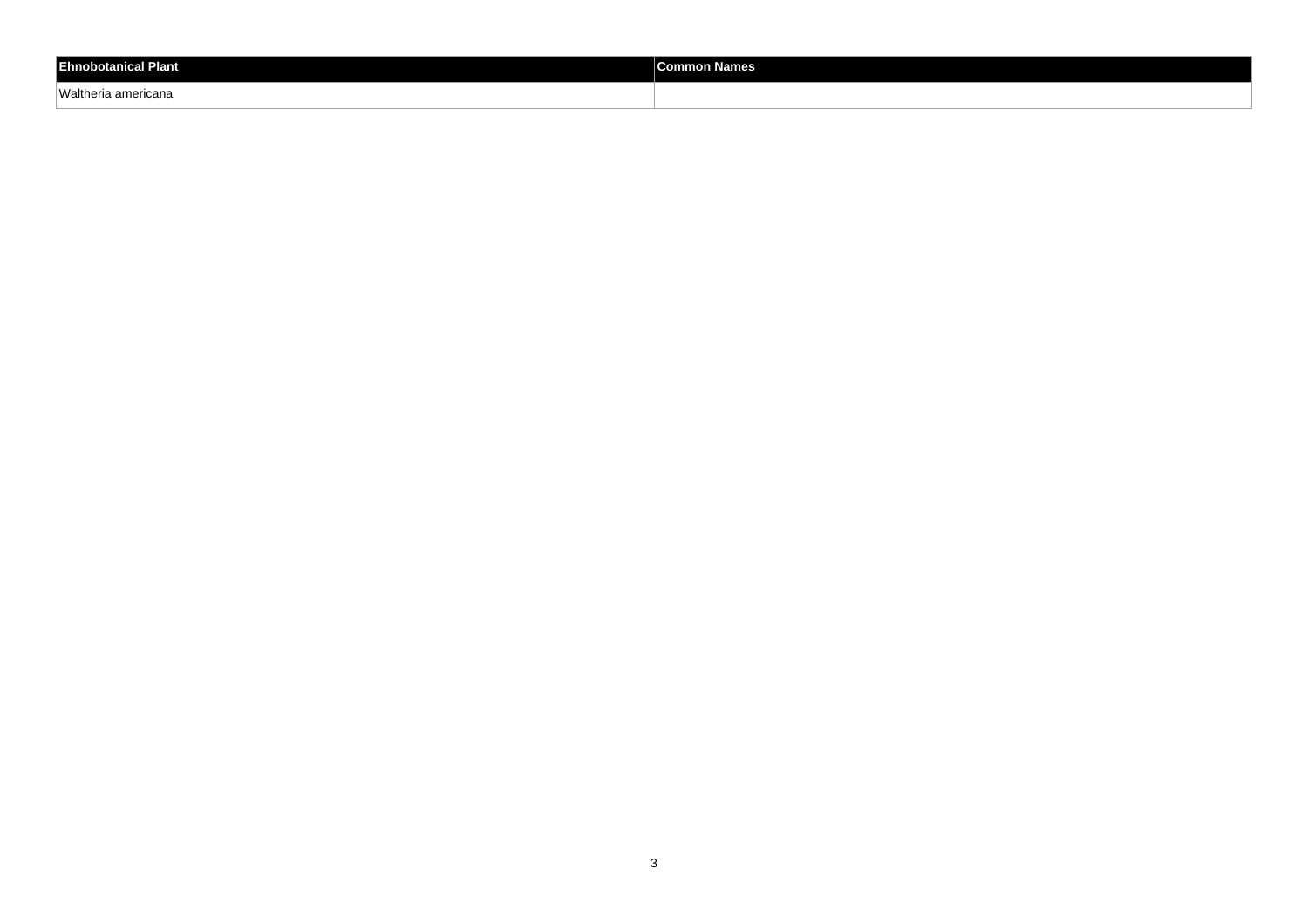| Ehnobotanical Plant | Common Names |
| --- | --- |
| Waltheria americana | |